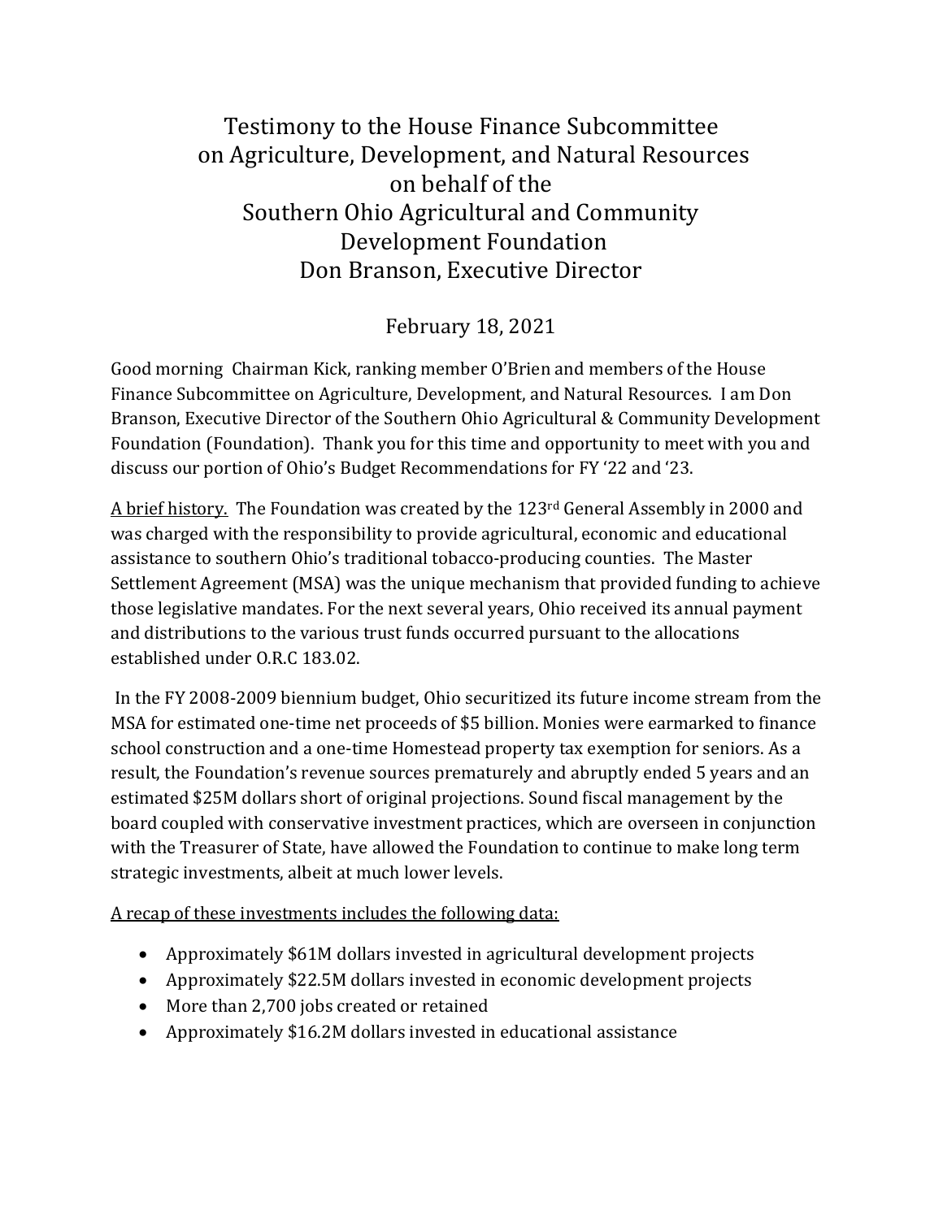# Testimony to the House Finance Subcommittee on Agriculture, Development, and Natural Resources on behalf of the Southern Ohio Agricultural and Community Development Foundation Don Branson, Executive Director

February 18, 2021

Good morning Chairman Kick, ranking member O'Brien and members of the House Finance Subcommittee on Agriculture, Development, and Natural Resources. I am Don Branson, Executive Director of the Southern Ohio Agricultural & Community Development Foundation (Foundation). Thank you for this time and opportunity to meet with you and discuss our portion of Ohio's Budget Recommendations for FY '22 and '23.

<u>A brief history.</u> The Foundation was created by the 123rd General Assembly in 2000 and was charged with the responsibility to provide agricultural, economic and educational assistance to southern Ohio's traditional tobacco-producing counties. The Master Settlement Agreement (MSA) was the unique mechanism that provided funding to achieve those legislative mandates. For the next several years, Ohio received its annual payment and distributions to the various trust funds occurred pursuant to the allocations established under O.R.C 183.02.

In the FY 2008-2009 biennium budget, Ohio securitized its future income stream from the MSA for estimated one-time net proceeds of $5 billion. Monies were earmarked to finance school construction and a one-time Homestead property tax exemption for seniors. As a result, the Foundation's revenue sources prematurely and abruptly ended 5 years and an estimated $25M dollars short of original projections. Sound fiscal management by the board coupled with conservative investment practices, which are overseen in conjunction with the Treasurer of State, have allowed the Foundation to continue to make long term strategic investments, albeit at much lower levels.

<u>A recap of these investments includes the following data:</u>

- Approximately $61M dollars invested in agricultural development projects
- Approximately $22.5M dollars invested in economic development projects
- More than 2,700 jobs created or retained
- Approximately $16.2M dollars invested in educational assistance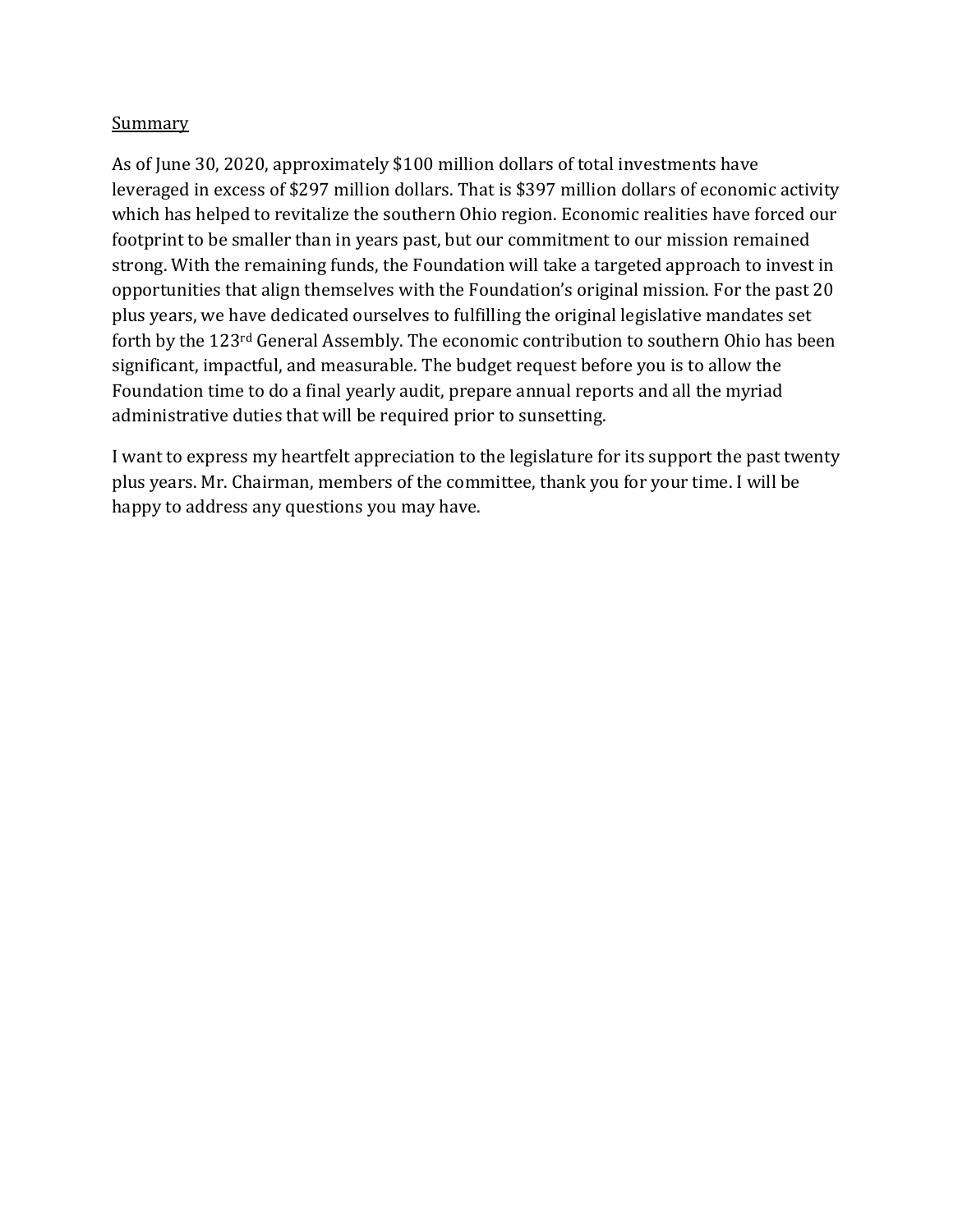Summary

As of June 30, 2020, approximately $100 million dollars of total investments have leveraged in excess of $297 million dollars. That is $397 million dollars of economic activity which has helped to revitalize the southern Ohio region. Economic realities have forced our footprint to be smaller than in years past, but our commitment to our mission remained strong. With the remaining funds, the Foundation will take a targeted approach to invest in opportunities that align themselves with the Foundation's original mission. For the past 20 plus years, we have dedicated ourselves to fulfilling the original legislative mandates set forth by the 123rd General Assembly. The economic contribution to southern Ohio has been significant, impactful, and measurable. The budget request before you is to allow the Foundation time to do a final yearly audit, prepare annual reports and all the myriad administrative duties that will be required prior to sunsetting.

I want to express my heartfelt appreciation to the legislature for its support the past twenty plus years. Mr. Chairman, members of the committee, thank you for your time. I will be happy to address any questions you may have.